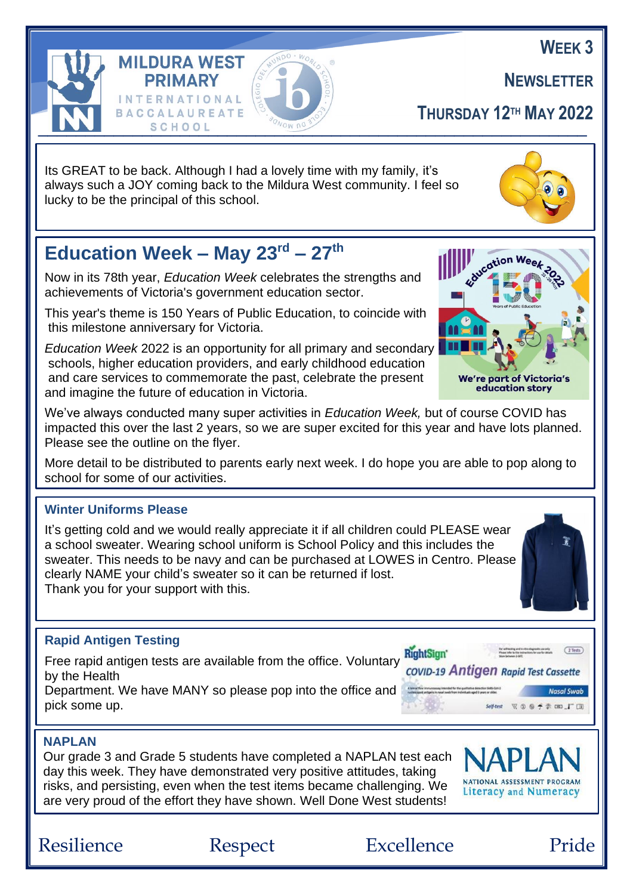# MILDURA WEST PRIMARY

INTERNATIONAL BACCALAUREATE SCHOOL

**WEEK 3**

**NEWSLETTER**

**THURSDAY 12TH MAY 2022**

Its GREAT to be back. Although I had a lovely time with my family, it's always such a JOY coming back to the Mildura West community. I feel so lucky to be the principal of this school.

## Education Week – May 23rd – 27th

Now in its 78th year, *Education Week* celebrates the strengths and achievements of Victoria's government education sector.

This year's theme is 150 Years of Public Education, to coincide with this milestone anniversary for Victoria.

*Education Week* 2022 is an opportunity for all primary and secondary schools, higher education providers, and early childhood education and care services to commemorate the past, celebrate the present and imagine the future of education in Victoria.

We've always conducted many super activities in *Education Week,* but of course COVID has impacted this over the last 2 years, so we are super excited for this year and have lots planned. Please see the outline on the flyer.

More detail to be distributed to parents early next week. I do hope you are able to pop along to school for some of our activities.

### Winter Uniforms Please

It's getting cold and we would really appreciate it if all children could PLEASE wear a school sweater. Wearing school uniform is School Policy and this includes the sweater. This needs to be navy and can be purchased at LOWES in Centro. Please clearly NAME your child's sweater so it can be returned if lost.
Thank you for your support with this.

### Rapid Antigen Testing

Free rapid antigen tests are available from the office. Voluntary by the Health
Department. We have MANY so please pop into the office and pick some up.

### NAPLAN

Our grade 3 and Grade 5 students have completed a NAPLAN test each day this week. They have demonstrated very positive attitudes, taking risks, and persisting, even when the test items became challenging. We are very proud of the effort they have shown. Well Done West students!

Resilience Respect Excellence Pride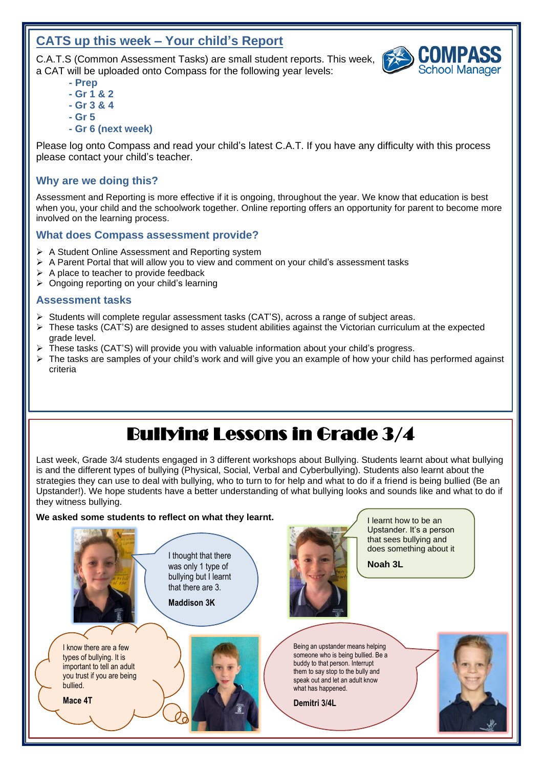## CATS up this week – Your child's Report

C.A.T.S (Common Assessment Tasks) are small student reports. This week, a CAT will be uploaded onto Compass for the following year levels:

- **Prep**
- **Gr 1 & 2**
- **Gr 3 & 4**
- **Gr 5**
- **Gr 6 (next week)**

Please log onto Compass and read your child's latest C.A.T. If you have any difficulty with this process please contact your child's teacher.

### Why are we doing this?

Assessment and Reporting is more effective if it is ongoing, throughout the year. We know that education is best when you, your child and the schoolwork together. Online reporting offers an opportunity for parent to become more involved on the learning process.

### What does Compass assessment provide?

- A Student Online Assessment and Reporting system
- A Parent Portal that will allow you to view and comment on your child's assessment tasks
- A place to teacher to provide feedback
- Ongoing reporting on your child's learning

### Assessment tasks

- Students will complete regular assessment tasks (CAT'S), across a range of subject areas.
- These tasks (CAT'S) are designed to asses student abilities against the Victorian curriculum at the expected grade level.
- These tasks (CAT'S) will provide you with valuable information about your child's progress.
- The tasks are samples of your child's work and will give you an example of how your child has performed against criteria

# Bullying Lessons in Grade 3/4

Last week, Grade 3/4 students engaged in 3 different workshops about Bullying. Students learnt about what bullying is and the different types of bullying (Physical, Social, Verbal and Cyberbullying). Students also learnt about the strategies they can use to deal with bullying, who to turn to for help and what to do if a friend is being bullied (Be an Upstander!). We hope students have a better understanding of what bullying looks and sounds like and what to do if they witness bullying.

**We asked some students to reflect on what they learnt.**

I thought that there was only 1 type of bullying but I learnt that there are 3.

**Maddison 3K**

I learnt how to be an Upstander. It's a person that sees bullying and does something about it

**Noah 3L**

I know there are a few types of bullying. It is important to tell an adult you trust if you are being bullied.

**Mace 4T**

Being an upstander means helping someone who is being bullied. Be a buddy to that person. Interrupt them to say stop to the bully and speak out and let an adult know what has happened.

**Demitri 3/4L**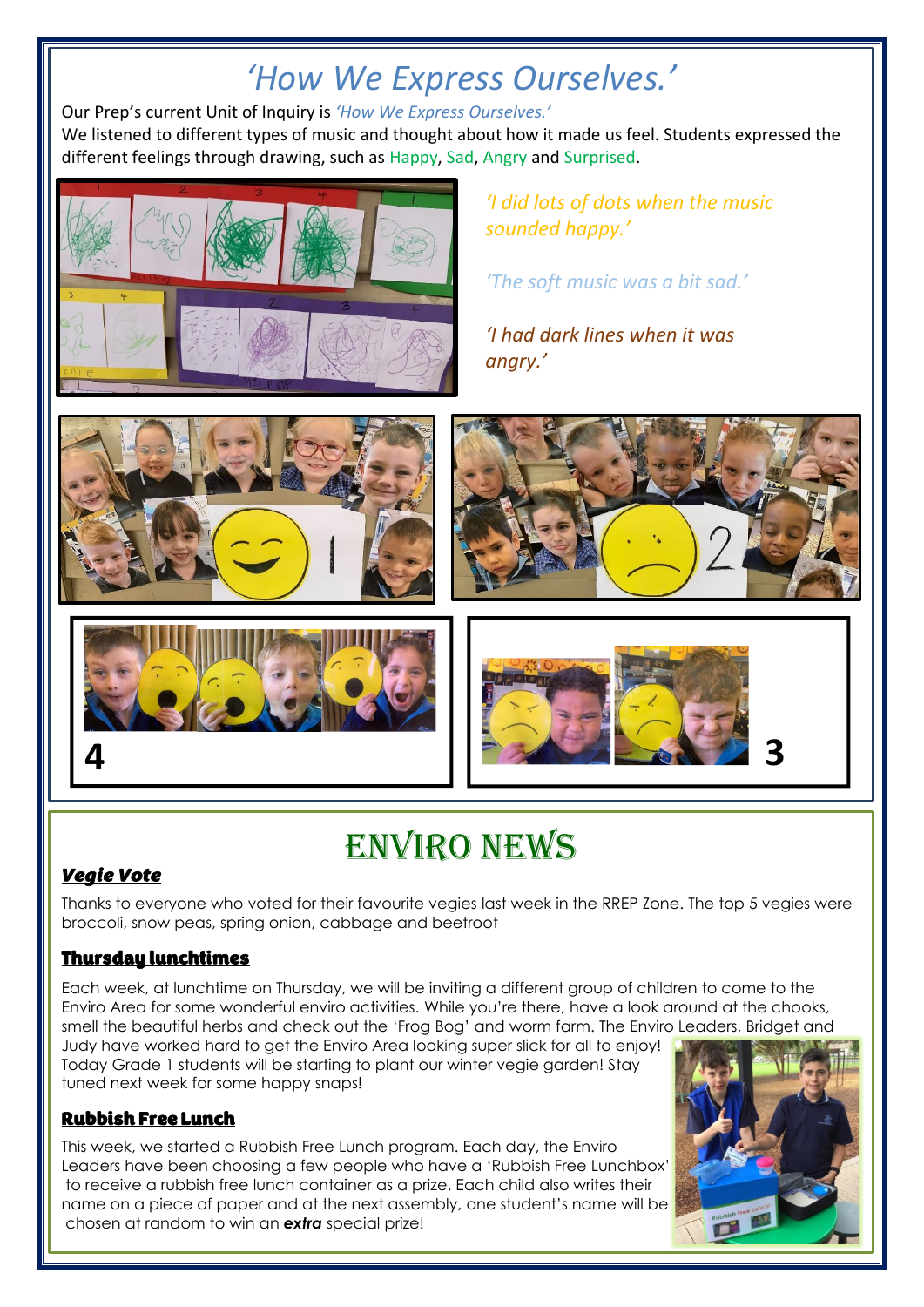# *'How We Express Ourselves.'*

Our Prep's current Unit of Inquiry is *'How We Express Ourselves.'*

We listened to different types of music and thought about how it made us feel. Students expressed the different feelings through drawing, such as Happy, Sad, Angry and Surprised.

*'I did lots of dots when the music sounded happy.'*

*'The soft music was a bit sad.'*

*'I had dark lines when it was angry.'*

# ENVIRO NEWS

### ***Vegie Vote***

Thanks to everyone who voted for their favourite vegies last week in the RREP Zone. The top 5 vegies were broccoli, snow peas, spring onion, cabbage and beetroot

### **Thursday lunchtimes**

Each week, at lunchtime on Thursday, we will be inviting a different group of children to come to the Enviro Area for some wonderful enviro activities. While you're there, have a look around at the chooks, smell the beautiful herbs and check out the 'Frog Bog' and worm farm. The Enviro Leaders, Bridget and Judy have worked hard to get the Enviro Area looking super slick for all to enjoy! Today Grade 1 students will be starting to plant our winter vegie garden! Stay tuned next week for some happy snaps!

### **Rubbish Free Lunch**

This week, we started a Rubbish Free Lunch program. Each day, the Enviro Leaders have been choosing a few people who have a 'Rubbish Free Lunchbox' to receive a rubbish free lunch container as a prize. Each child also writes their name on a piece of paper and at the next assembly, one student's name will be chosen at random to win an ***extra*** special prize!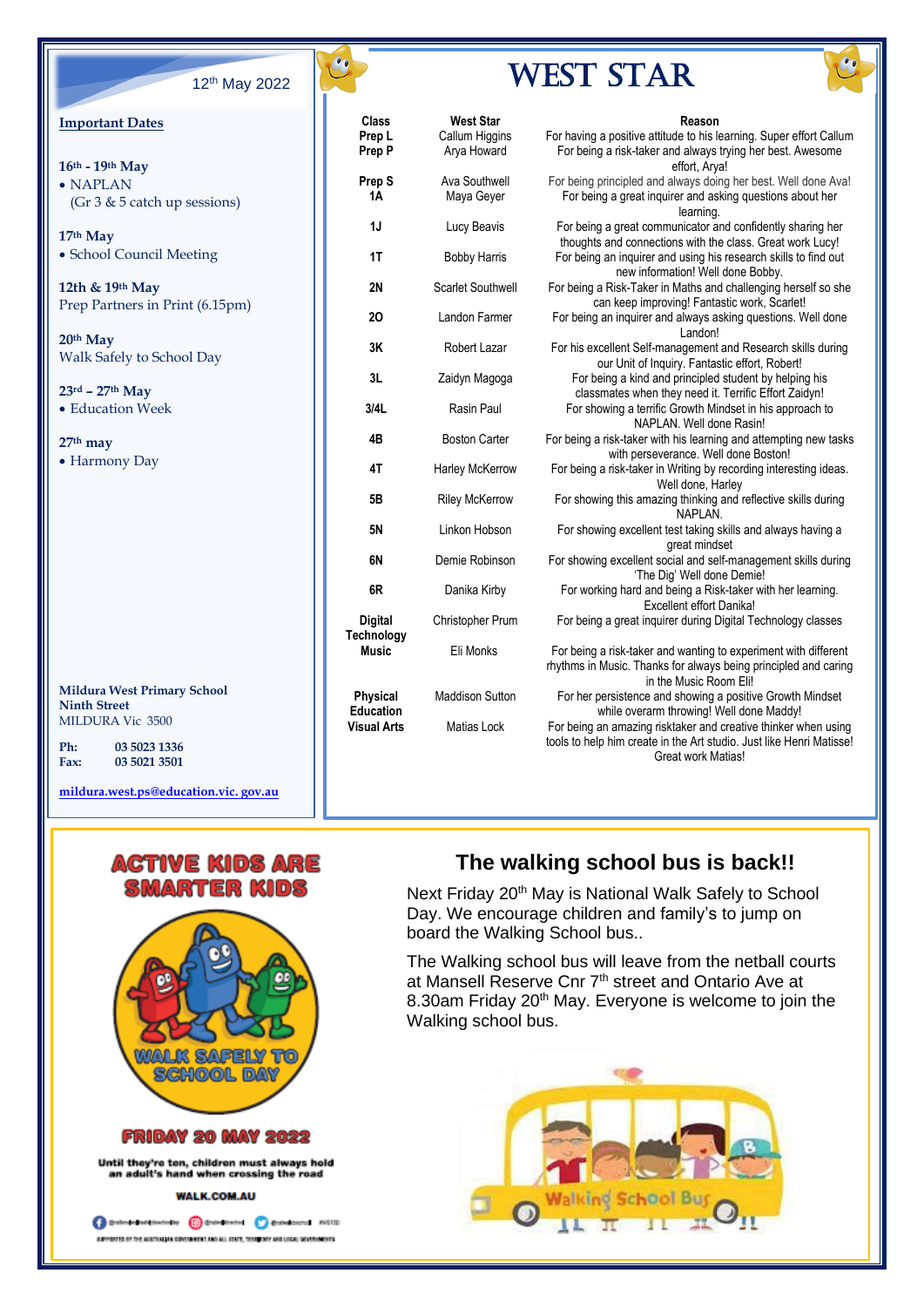12th May 2022

**Important Dates**

**16th - 19th May**
- NAPLAN
  (Gr 3 & 5 catch up sessions)

**17th May**
- School Council Meeting

**12th & 19th May**
Prep Partners in Print (6.15pm)

**20th May**
Walk Safely to School Day

**23rd – 27th May**
- Education Week

**27th may**
- Harmony Day

**Mildura West Primary School**
**Ninth Street**
MILDURA Vic 3500

**Ph:** 03 5023 1336
**Fax:** 03 5021 3501

**mildura.west.ps@education.vic.gov.au**

# WEST STAR

| Class | West Star | Reason |
|---|---|---|
| Prep L | Callum Higgins | For having a positive attitude to his learning. Super effort Callum |
| Prep P | Arya Howard | For being a risk-taker and always trying her best. Awesome effort, Arya! |
| Prep S | Ava Southwell | For being principled and always doing her best. Well done Ava! |
| 1A | Maya Geyer | For being a great inquirer and asking questions about her learning. |
| 1J | Lucy Beavis | For being a great communicator and confidently sharing her thoughts and connections with the class. Great work Lucy! |
| 1T | Bobby Harris | For being an inquirer and using his research skills to find out new information! Well done Bobby. |
| 2N | Scarlet Southwell | For being a Risk-Taker in Maths and challenging herself so she can keep improving! Fantastic work, Scarlet! |
| 2O | Landon Farmer | For being an inquirer and always asking questions. Well done Landon! |
| 3K | Robert Lazar | For his excellent Self-management and Research skills during our Unit of Inquiry. Fantastic effort, Robert! |
| 3L | Zaidyn Magoga | For being a kind and principled student by helping his classmates when they need it. Terrific Effort Zaidyn! |
| 3/4L | Rasin Paul | For showing a terrific Growth Mindset in his approach to NAPLAN. Well done Rasin! |
| 4B | Boston Carter | For being a risk-taker with his learning and attempting new tasks with perseverance. Well done Boston! |
| 4T | Harley McKerrow | For being a risk-taker in Writing by recording interesting ideas. Well done, Harley |
| 5B | Riley McKerrow | For showing this amazing thinking and reflective skills during NAPLAN. |
| 5N | Linkon Hobson | For showing excellent test taking skills and always having a great mindset |
| 6N | Demie Robinson | For showing excellent social and self-management skills during 'The Dig' Well done Demie! |
| 6R | Danika Kirby | For working hard and being a Risk-taker with her learning. Excellent effort Danika! |
| Digital Technology | Christopher Prum | For being a great inquirer during Digital Technology classes |
| Music | Eli Monks | For being a risk-taker and wanting to experiment with different rhythms in Music. Thanks for always being principled and caring in the Music Room Eli! |
| Physical Education | Maddison Sutton | For her persistence and showing a positive Growth Mindset while overarm throwing! Well done Maddy! |
| Visual Arts | Matias Lock | For being an amazing risktaker and creative thinker when using tools to help him create in the Art studio. Just like Henri Matisse! Great work Matias! |

ACTIVE KIDS ARE SMARTER KIDS

WALK SAFELY TO SCHOOL DAY

FRIDAY 20 MAY 2022

Until they're ten, children must always hold an adult's hand when crossing the road

WALK.COM.AU

## The walking school bus is back!!

Next Friday 20th May is National Walk Safely to School Day. We encourage children and family's to jump on board the Walking School bus..

The Walking school bus will leave from the netball courts at Mansell Reserve Cnr 7th street and Ontario Ave at 8.30am Friday 20th May. Everyone is welcome to join the Walking school bus.

Walking School Bus